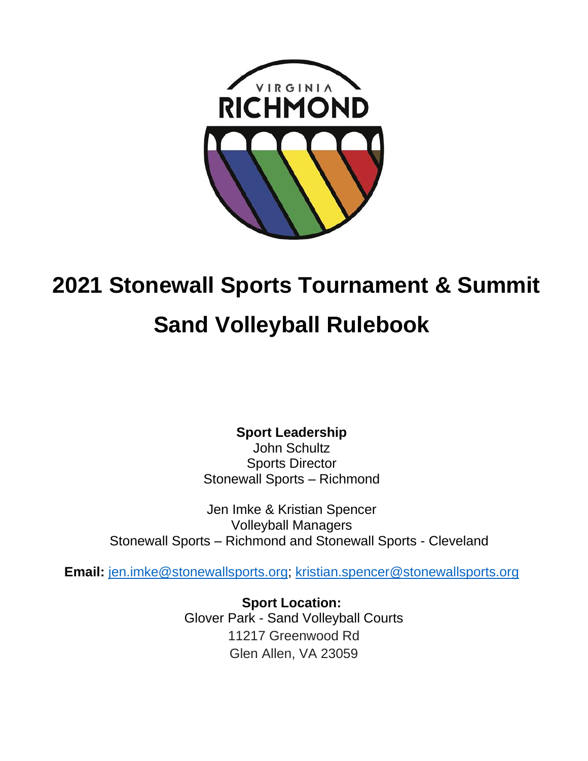# 2021 Stonewall Sports Tournament & Summit

# Sand Volleyball Rulebook

**Sport Leadership**
John Schultz
Sports Director
Stonewall Sports – Richmond

Jen Imke & Kristian Spencer
Volleyball Managers
Stonewall Sports – Richmond and Stonewall Sports - Cleveland

**Email:** jen.imke@stonewallsports.org; kristian.spencer@stonewallsports.org

**Sport Location:**
Glover Park - Sand Volleyball Courts
11217 Greenwood Rd
Glen Allen, VA 23059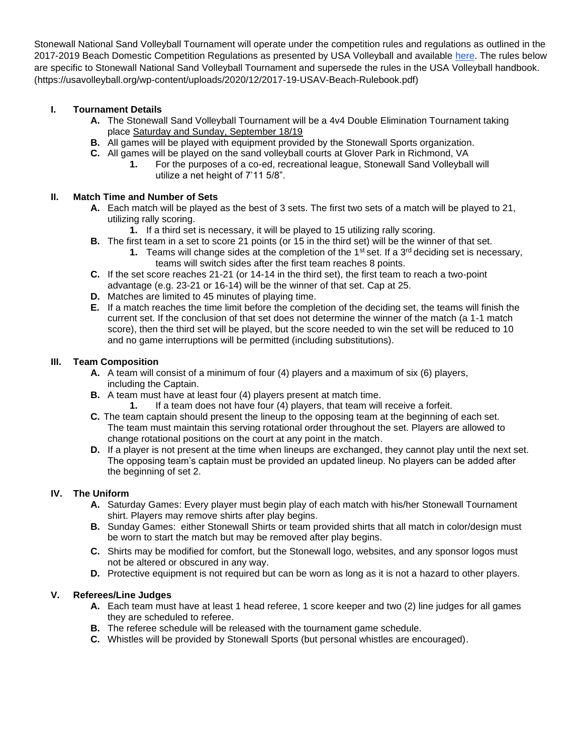Stonewall National Sand Volleyball Tournament will operate under the competition rules and regulations as outlined in the 2017-2019 Beach Domestic Competition Regulations as presented by USA Volleyball and available [here](https://usavolleyball.org/wp-content/uploads/2020/12/2017-19-USAV-Beach-Rulebook.pdf). The rules below are specific to Stonewall National Sand Volleyball Tournament and supersede the rules in the USA Volleyball handbook. (https://usavolleyball.org/wp-content/uploads/2020/12/2017-19-USAV-Beach-Rulebook.pdf)

## I. Tournament Details

- **A.** The Stonewall Sand Volleyball Tournament will be a 4v4 Double Elimination Tournament taking place <u>Saturday and Sunday, September 18/19</u>
- **B.** All games will be played with equipment provided by the Stonewall Sports organization.
- **C.** All games will be played on the sand volleyball courts at Glover Park in Richmond, VA
  1. For the purposes of a co-ed, recreational league, Stonewall Sand Volleyball will utilize a net height of 7'11 5/8".

## II. Match Time and Number of Sets

- **A.** Each match will be played as the best of 3 sets. The first two sets of a match will be played to 21, utilizing rally scoring.
  1. If a third set is necessary, it will be played to 15 utilizing rally scoring.
- **B.** The first team in a set to score 21 points (or 15 in the third set) will be the winner of that set.
  1. Teams will change sides at the completion of the 1st set. If a 3rd deciding set is necessary, teams will switch sides after the first team reaches 8 points.
- **C.** If the set score reaches 21-21 (or 14-14 in the third set), the first team to reach a two-point advantage (e.g. 23-21 or 16-14) will be the winner of that set. Cap at 25.
- **D.** Matches are limited to 45 minutes of playing time.
- **E.** If a match reaches the time limit before the completion of the deciding set, the teams will finish the current set. If the conclusion of that set does not determine the winner of the match (a 1-1 match score), then the third set will be played, but the score needed to win the set will be reduced to 10 and no game interruptions will be permitted (including substitutions).

## III. Team Composition

- **A.** A team will consist of a minimum of four (4) players and a maximum of six (6) players, including the Captain.
- **B.** A team must have at least four (4) players present at match time.
  1. If a team does not have four (4) players, that team will receive a forfeit.
- **C.** The team captain should present the lineup to the opposing team at the beginning of each set. The team must maintain this serving rotational order throughout the set. Players are allowed to change rotational positions on the court at any point in the match.
- **D.** If a player is not present at the time when lineups are exchanged, they cannot play until the next set. The opposing team's captain must be provided an updated lineup. No players can be added after the beginning of set 2.

## IV. The Uniform

- **A.** Saturday Games: Every player must begin play of each match with his/her Stonewall Tournament shirt. Players may remove shirts after play begins.
- **B.** Sunday Games: either Stonewall Shirts or team provided shirts that all match in color/design must be worn to start the match but may be removed after play begins.
- **C.** Shirts may be modified for comfort, but the Stonewall logo, websites, and any sponsor logos must not be altered or obscured in any way.
- **D.** Protective equipment is not required but can be worn as long as it is not a hazard to other players.

## V. Referees/Line Judges

- **A.** Each team must have at least 1 head referee, 1 score keeper and two (2) line judges for all games they are scheduled to referee.
- **B.** The referee schedule will be released with the tournament game schedule.
- **C.** Whistles will be provided by Stonewall Sports (but personal whistles are encouraged).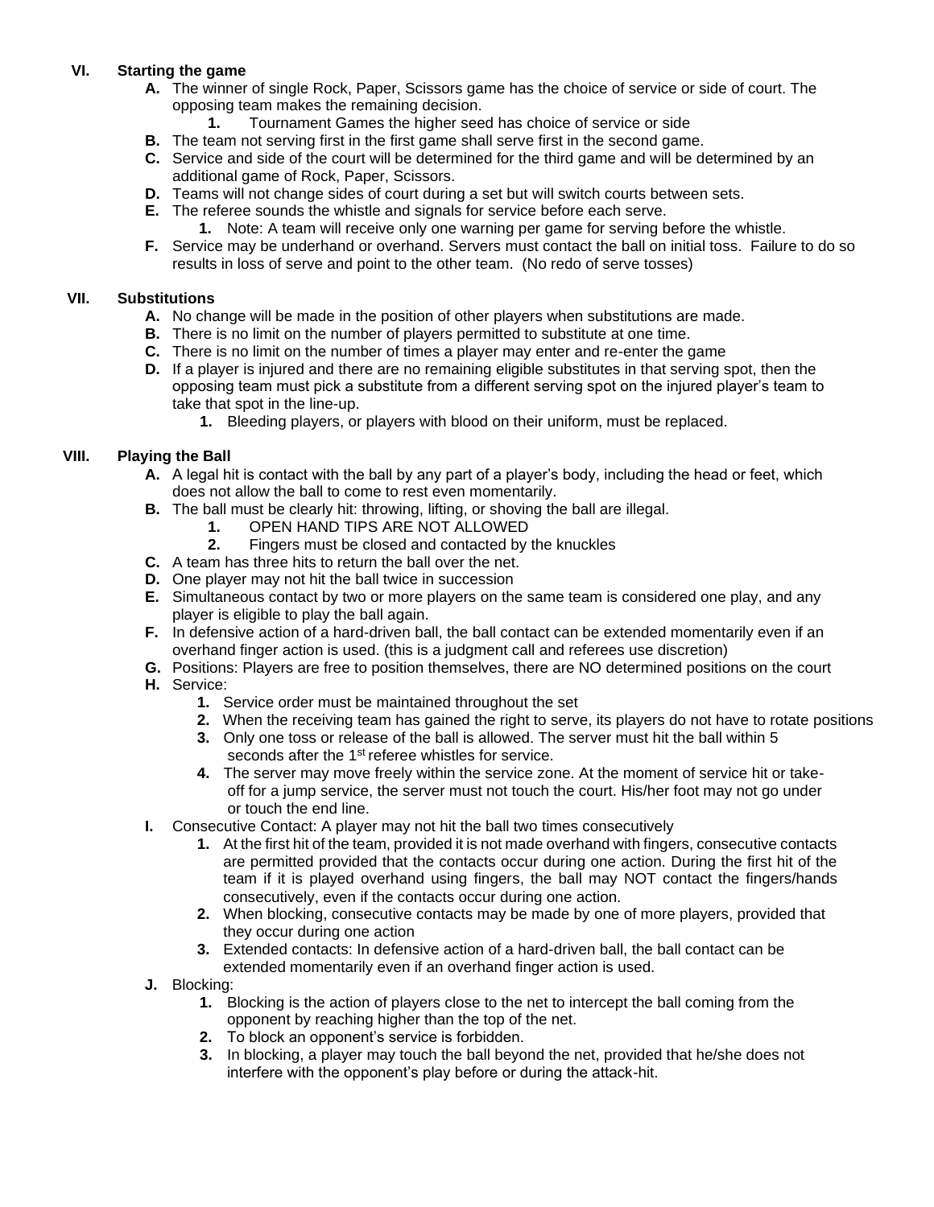## VI. Starting the game

**A.** The winner of single Rock, Paper, Scissors game has the choice of service or side of court. The opposing team makes the remaining decision.

   **1.** Tournament Games the higher seed has choice of service or side

**B.** The team not serving first in the first game shall serve first in the second game.

**C.** Service and side of the court will be determined for the third game and will be determined by an additional game of Rock, Paper, Scissors.

**D.** Teams will not change sides of court during a set but will switch courts between sets.

**E.** The referee sounds the whistle and signals for service before each serve.

   **1.** Note: A team will receive only one warning per game for serving before the whistle.

**F.** Service may be underhand or overhand. Servers must contact the ball on initial toss. Failure to do so results in loss of serve and point to the other team. (No redo of serve tosses)

## VII. Substitutions

**A.** No change will be made in the position of other players when substitutions are made.

**B.** There is no limit on the number of players permitted to substitute at one time.

**C.** There is no limit on the number of times a player may enter and re-enter the game

**D.** If a player is injured and there are no remaining eligible substitutes in that serving spot, then the opposing team must pick a substitute from a different serving spot on the injured player's team to take that spot in the line-up.

   **1.** Bleeding players, or players with blood on their uniform, must be replaced.

## VIII. Playing the Ball

**A.** A legal hit is contact with the ball by any part of a player's body, including the head or feet, which does not allow the ball to come to rest even momentarily.

**B.** The ball must be clearly hit: throwing, lifting, or shoving the ball are illegal.

   **1.** OPEN HAND TIPS ARE NOT ALLOWED

   **2.** Fingers must be closed and contacted by the knuckles

**C.** A team has three hits to return the ball over the net.

**D.** One player may not hit the ball twice in succession

**E.** Simultaneous contact by two or more players on the same team is considered one play, and any player is eligible to play the ball again.

**F.** In defensive action of a hard-driven ball, the ball contact can be extended momentarily even if an overhand finger action is used. (this is a judgment call and referees use discretion)

**G.** Positions: Players are free to position themselves, there are NO determined positions on the court

**H.** Service:

   **1.** Service order must be maintained throughout the set

   **2.** When the receiving team has gained the right to serve, its players do not have to rotate positions

   **3.** Only one toss or release of the ball is allowed. The server must hit the ball within 5 seconds after the 1st referee whistles for service.

   **4.** The server may move freely within the service zone. At the moment of service hit or take-off for a jump service, the server must not touch the court. His/her foot may not go under or touch the end line.

**I.** Consecutive Contact: A player may not hit the ball two times consecutively

   **1.** At the first hit of the team, provided it is not made overhand with fingers, consecutive contacts are permitted provided that the contacts occur during one action. During the first hit of the team if it is played overhand using fingers, the ball may NOT contact the fingers/hands consecutively, even if the contacts occur during one action.

   **2.** When blocking, consecutive contacts may be made by one of more players, provided that they occur during one action

   **3.** Extended contacts: In defensive action of a hard-driven ball, the ball contact can be extended momentarily even if an overhand finger action is used.

**J.** Blocking:

   **1.** Blocking is the action of players close to the net to intercept the ball coming from the opponent by reaching higher than the top of the net.

   **2.** To block an opponent's service is forbidden.

   **3.** In blocking, a player may touch the ball beyond the net, provided that he/she does not interfere with the opponent's play before or during the attack-hit.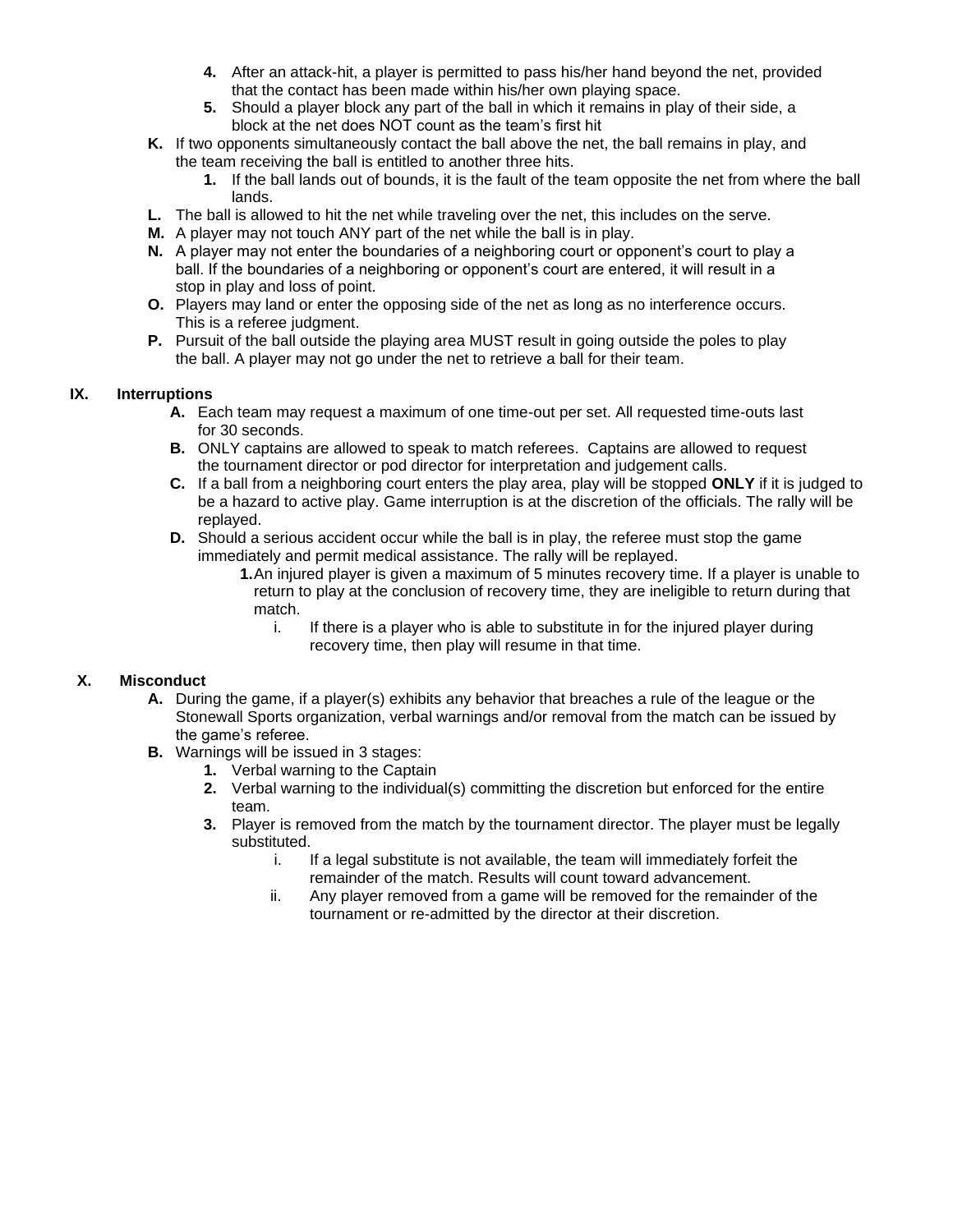4. After an attack-hit, a player is permitted to pass his/her hand beyond the net, provided that the contact has been made within his/her own playing space.
5. Should a player block any part of the ball in which it remains in play of their side, a block at the net does NOT count as the team's first hit

K. If two opponents simultaneously contact the ball above the net, the ball remains in play, and the team receiving the ball is entitled to another three hits.
   1. If the ball lands out of bounds, it is the fault of the team opposite the net from where the ball lands.

L. The ball is allowed to hit the net while traveling over the net, this includes on the serve.

M. A player may not touch ANY part of the net while the ball is in play.

N. A player may not enter the boundaries of a neighboring court or opponent's court to play a ball. If the boundaries of a neighboring or opponent's court are entered, it will result in a stop in play and loss of point.

O. Players may land or enter the opposing side of the net as long as no interference occurs. This is a referee judgment.

P. Pursuit of the ball outside the playing area MUST result in going outside the poles to play the ball. A player may not go under the net to retrieve a ball for their team.

## IX. Interruptions

A. Each team may request a maximum of one time-out per set. All requested time-outs last for 30 seconds.

B. ONLY captains are allowed to speak to match referees. Captains are allowed to request the tournament director or pod director for interpretation and judgement calls.

C. If a ball from a neighboring court enters the play area, play will be stopped **ONLY** if it is judged to be a hazard to active play. Game interruption is at the discretion of the officials. The rally will be replayed.

D. Should a serious accident occur while the ball is in play, the referee must stop the game immediately and permit medical assistance. The rally will be replayed.
   1. An injured player is given a maximum of 5 minutes recovery time. If a player is unable to return to play at the conclusion of recovery time, they are ineligible to return during that match.
      i. If there is a player who is able to substitute in for the injured player during recovery time, then play will resume in that time.

## X. Misconduct

A. During the game, if a player(s) exhibits any behavior that breaches a rule of the league or the Stonewall Sports organization, verbal warnings and/or removal from the match can be issued by the game's referee.

B. Warnings will be issued in 3 stages:
   1. Verbal warning to the Captain
   2. Verbal warning to the individual(s) committing the discretion but enforced for the entire team.
   3. Player is removed from the match by the tournament director. The player must be legally substituted.
      i. If a legal substitute is not available, the team will immediately forfeit the remainder of the match. Results will count toward advancement.
      ii. Any player removed from a game will be removed for the remainder of the tournament or re-admitted by the director at their discretion.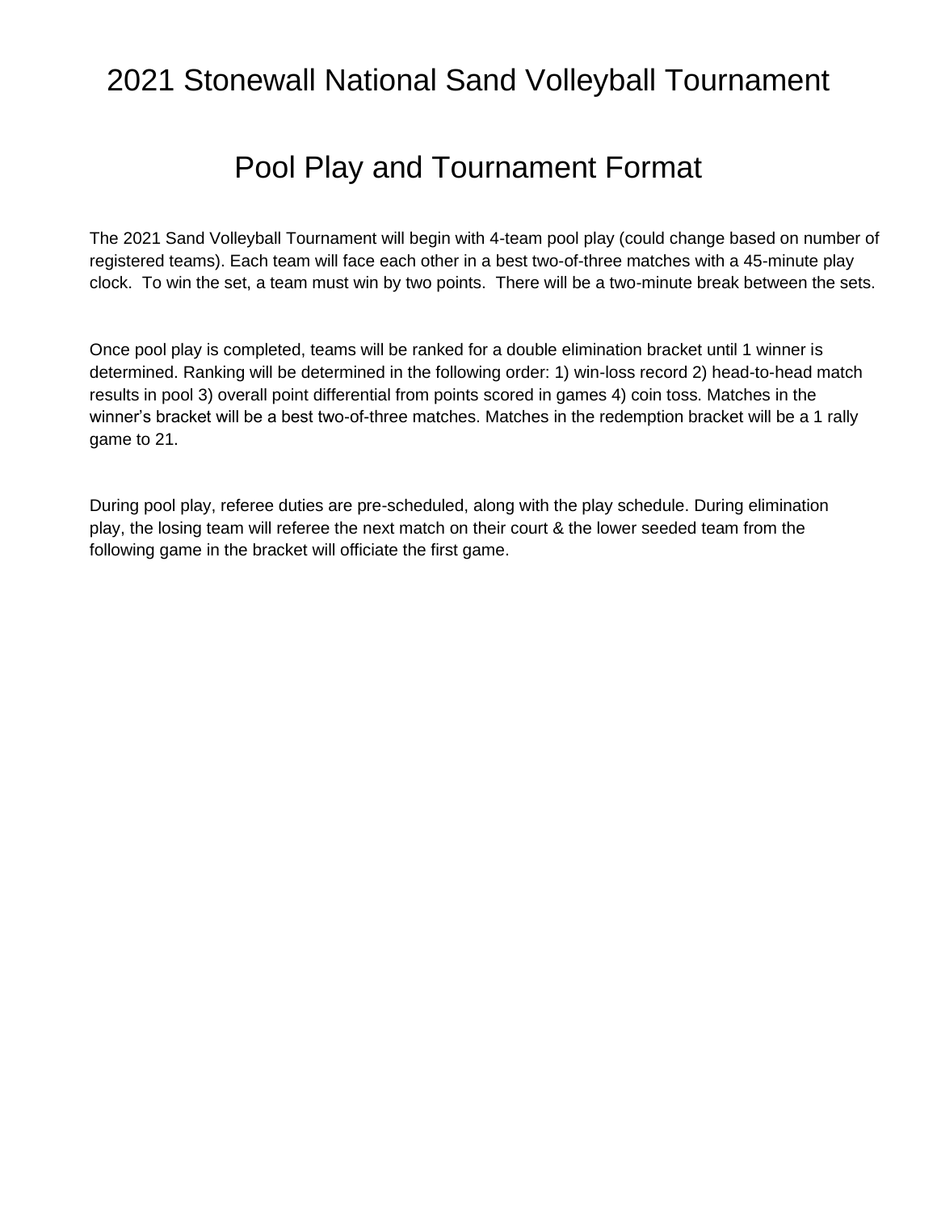# 2021 Stonewall National Sand Volleyball Tournament

## Pool Play and Tournament Format

The 2021 Sand Volleyball Tournament will begin with 4-team pool play (could change based on number of registered teams). Each team will face each other in a best two-of-three matches with a 45-minute play clock. To win the set, a team must win by two points. There will be a two-minute break between the sets.

Once pool play is completed, teams will be ranked for a double elimination bracket until 1 winner is determined. Ranking will be determined in the following order: 1) win-loss record 2) head-to-head match results in pool 3) overall point differential from points scored in games 4) coin toss. Matches in the winner's bracket will be a best two-of-three matches. Matches in the redemption bracket will be a 1 rally game to 21.

During pool play, referee duties are pre-scheduled, along with the play schedule. During elimination play, the losing team will referee the next match on their court & the lower seeded team from the following game in the bracket will officiate the first game.